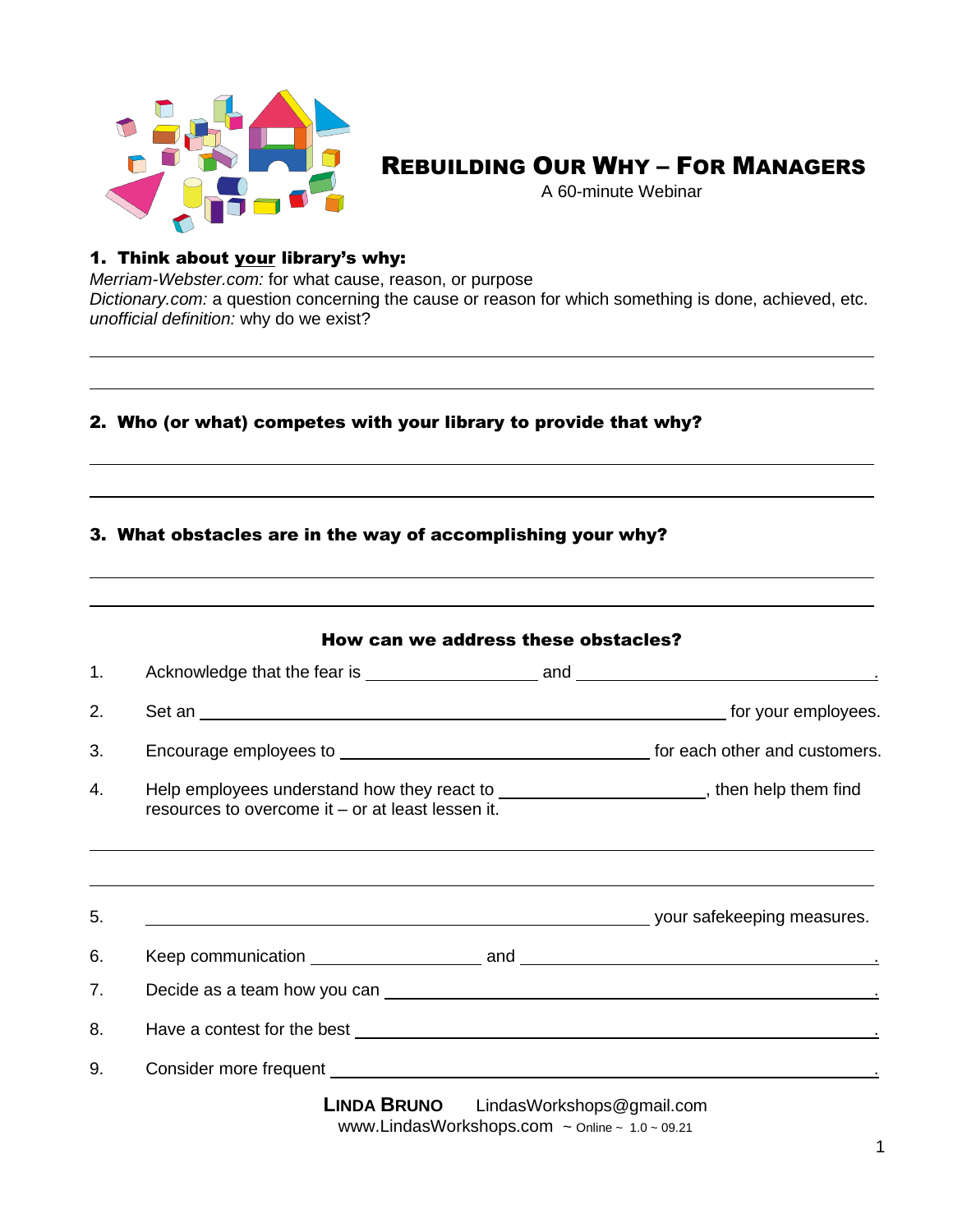# Rebuilding Our Why – For Managers

A 60-minute Webinar

**1. Think about your library's why:**

*Merriam-Webster.com:* for what cause, reason, or purpose
*Dictionary.com:* a question concerning the cause or reason for which something is done, achieved, etc.
*unofficial definition:* why do we exist?

______________________________________________

______________________________________________

**2. Who (or what) competes with your library to provide that why?**

______________________________________________

______________________________________________

**3. What obstacles are in the way of accomplishing your why?**

______________________________________________

______________________________________________

**How can we address these obstacles?**

1. Acknowledge that the fear is __________ and __________.
2. Set an ______________________ for your employees.
3. Encourage employees to ______________ for each other and customers.
4. Help employees understand how they react to __________, then help them find resources to overcome it – or at least lessen it.

______________________________________________

______________________________________________

5. ______________________ your safekeeping measures.
6. Keep communication __________ and __________.
7. Decide as a team how you can ______________________.
8. Have a contest for the best ______________________.
9. Consider more frequent ______________________.

**Linda Bruno** LindasWorkshops@gmail.com
www.LindasWorkshops.com ~ Online ~ 1.0 ~ 09.21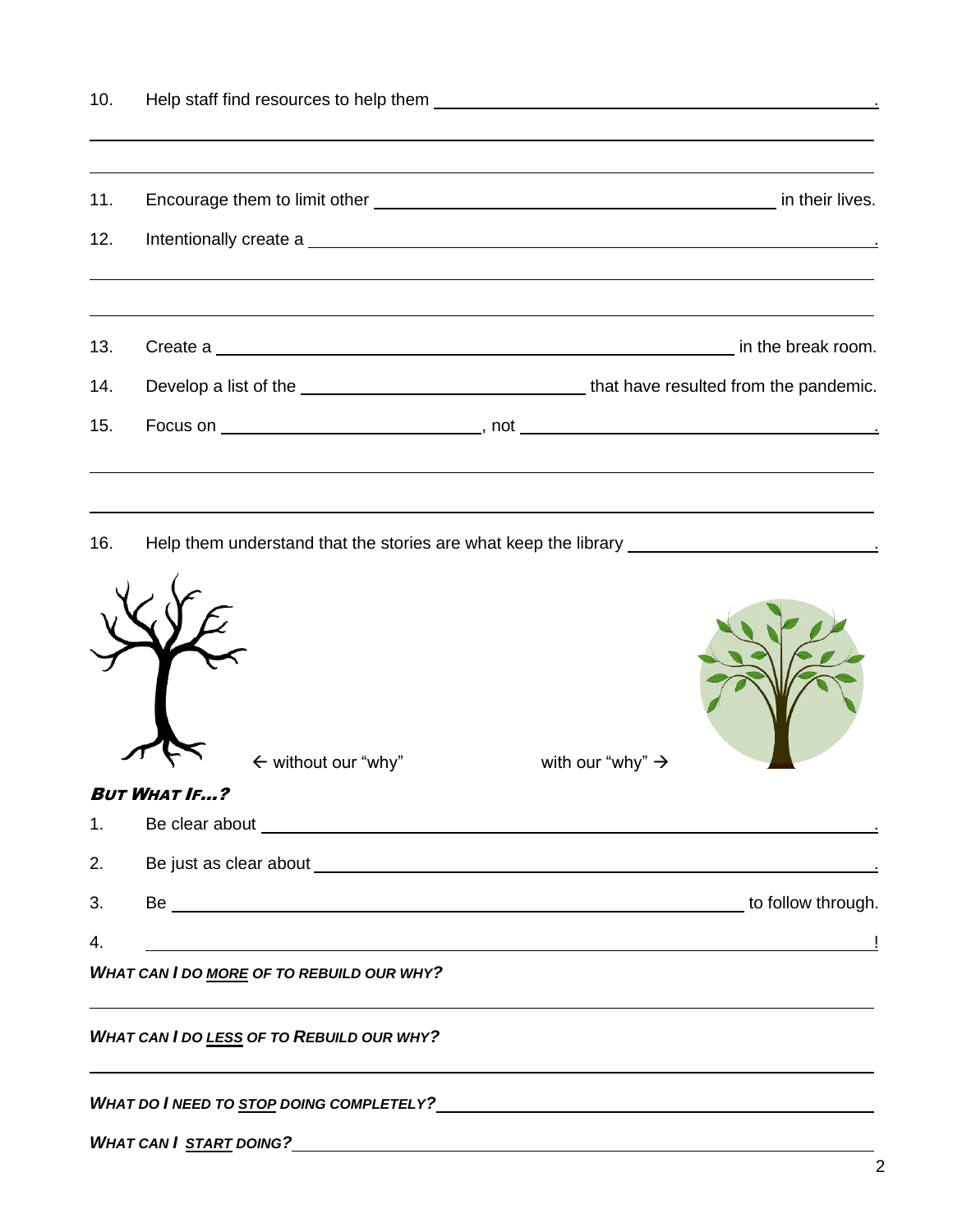10. Help staff find resources to help them ______________________________.

______________________________________________________________________

______________________________________________________________________

11. Encourage them to limit other ______________________________ in their lives.

12. Intentionally create a ______________________________________________.

______________________________________________________________________

______________________________________________________________________

13. Create a ______________________________________________ in the break room.

14. Develop a list of the ______________________ that have resulted from the pandemic.

15. Focus on ______________________, not ______________________________.

______________________________________________________________________

______________________________________________________________________

16. Help them understand that the stories are what keep the library ____________________.

← without our "why"

with our "why" →

***But What If…?***

1. Be clear about ______________________________________________________.

2. Be just as clear about ______________________________________________.

3. Be ______________________________________________ to follow through.

4. ______________________________________________________________!

***What can I do <u>more</u> of to rebuild our why?***

______________________________________________________________________

***What can I do <u>less</u> of to rebuild our why?***

______________________________________________________________________

***What do I need to <u>stop</u> doing completely?*** ______________________________

***What can I <u>start</u> doing?*** ______________________________